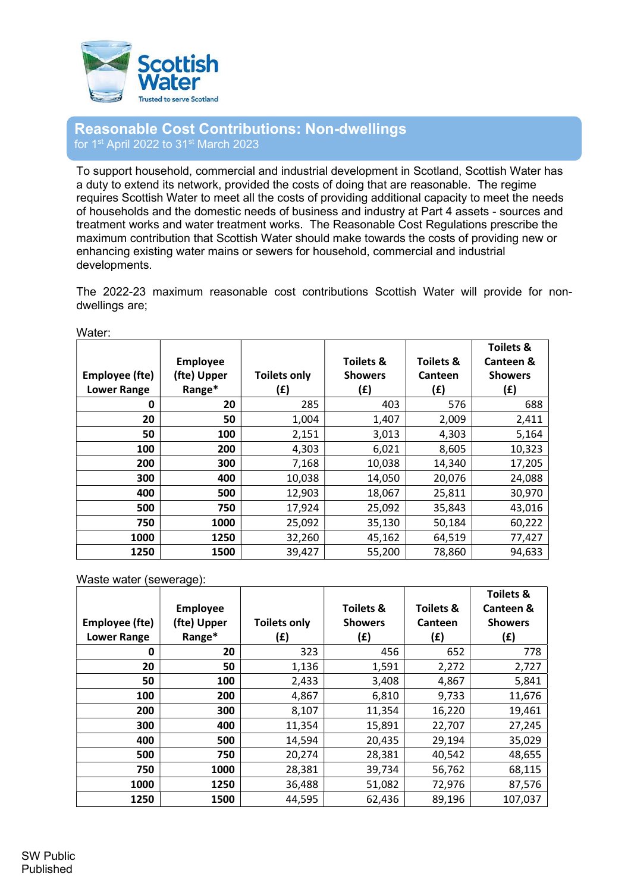# Reasonable Cost Contributions: Non-dwellings

for 1st April 2022 to 31st March 2023

To support household, commercial and industrial development in Scotland, Scottish Water has a duty to extend its network, provided the costs of doing that are reasonable. The regime requires Scottish Water to meet all the costs of providing additional capacity to meet the needs of households and the domestic needs of business and industry at Part 4 assets - sources and treatment works and water treatment works. The Reasonable Cost Regulations prescribe the maximum contribution that Scottish Water should make towards the costs of providing new or enhancing existing water mains or sewers for household, commercial and industrial developments.

The 2022-23 maximum reasonable cost contributions Scottish Water will provide for non-dwellings are;

Water:

| Employee (fte) Lower Range | Employee (fte) Upper Range* | Toilets only (£) | Toilets & Showers (£) | Toilets & Canteen (£) | Toilets & Canteen & Showers (£) |
|---|---|---|---|---|---|
| 0 | 20 | 285 | 403 | 576 | 688 |
| 20 | 50 | 1,004 | 1,407 | 2,009 | 2,411 |
| 50 | 100 | 2,151 | 3,013 | 4,303 | 5,164 |
| 100 | 200 | 4,303 | 6,021 | 8,605 | 10,323 |
| 200 | 300 | 7,168 | 10,038 | 14,340 | 17,205 |
| 300 | 400 | 10,038 | 14,050 | 20,076 | 24,088 |
| 400 | 500 | 12,903 | 18,067 | 25,811 | 30,970 |
| 500 | 750 | 17,924 | 25,092 | 35,843 | 43,016 |
| 750 | 1000 | 25,092 | 35,130 | 50,184 | 60,222 |
| 1000 | 1250 | 32,260 | 45,162 | 64,519 | 77,427 |
| 1250 | 1500 | 39,427 | 55,200 | 78,860 | 94,633 |

Waste water (sewerage):

| Employee (fte) Lower Range | Employee (fte) Upper Range* | Toilets only (£) | Toilets & Showers (£) | Toilets & Canteen (£) | Toilets & Canteen & Showers (£) |
|---|---|---|---|---|---|
| 0 | 20 | 323 | 456 | 652 | 778 |
| 20 | 50 | 1,136 | 1,591 | 2,272 | 2,727 |
| 50 | 100 | 2,433 | 3,408 | 4,867 | 5,841 |
| 100 | 200 | 4,867 | 6,810 | 9,733 | 11,676 |
| 200 | 300 | 8,107 | 11,354 | 16,220 | 19,461 |
| 300 | 400 | 11,354 | 15,891 | 22,707 | 27,245 |
| 400 | 500 | 14,594 | 20,435 | 29,194 | 35,029 |
| 500 | 750 | 20,274 | 28,381 | 40,542 | 48,655 |
| 750 | 1000 | 28,381 | 39,734 | 56,762 | 68,115 |
| 1000 | 1250 | 36,488 | 51,082 | 72,976 | 87,576 |
| 1250 | 1500 | 44,595 | 62,436 | 89,196 | 107,037 |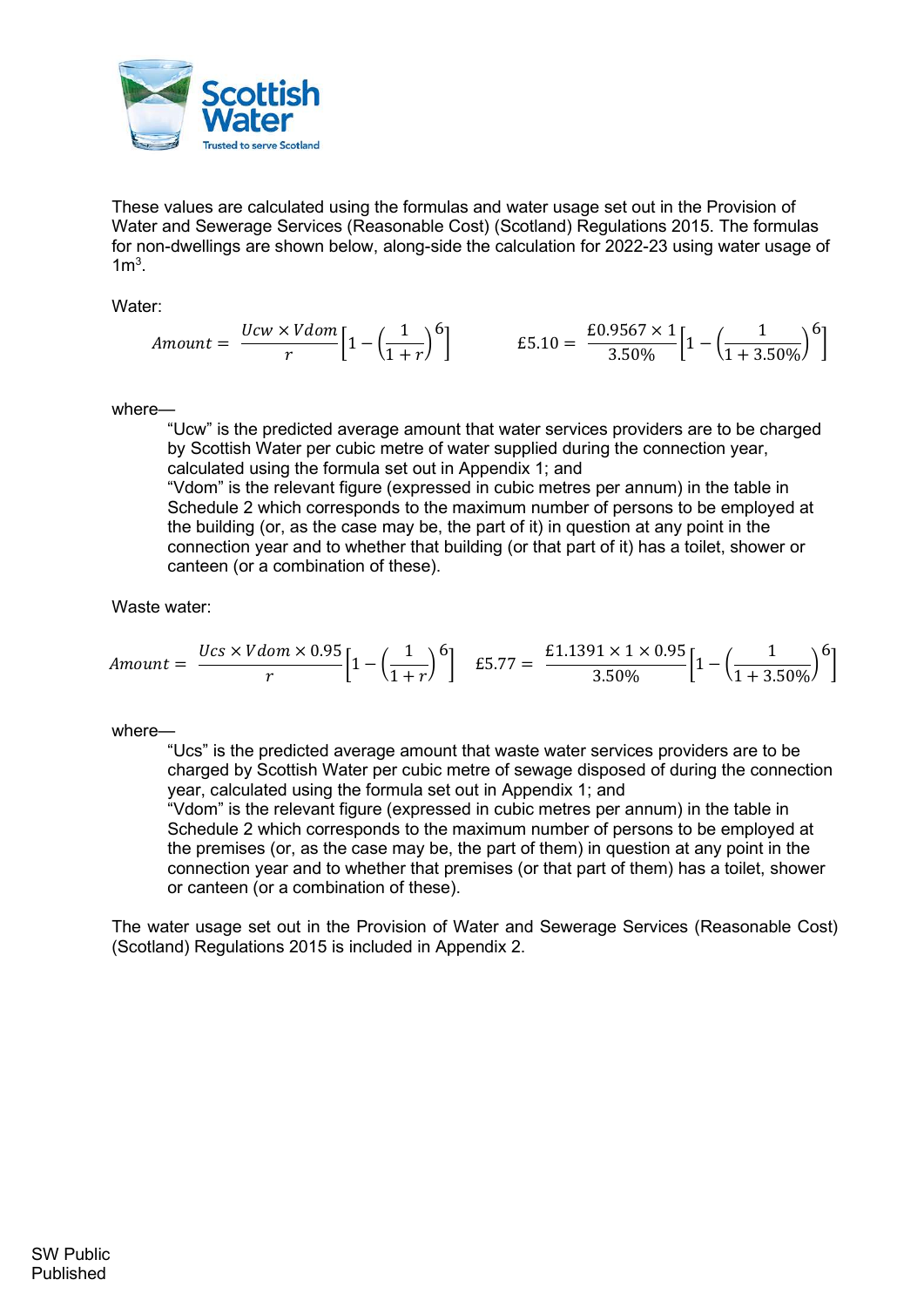These values are calculated using the formulas and water usage set out in the Provision of Water and Sewerage Services (Reasonable Cost) (Scotland) Regulations 2015. The formulas for non-dwellings are shown below, along-side the calculation for 2022-23 using water usage of $1m^3$.

Water:

$$Amount = \frac{Ucw \times Vdom}{r}\left[1 - \left(\frac{1}{1+r}\right)^6\right] \qquad £5.10 = \frac{£0.9567 \times 1}{3.50\%}\left[1 - \left(\frac{1}{1+3.50\%}\right)^6\right]$$

where—

> "Ucw" is the predicted average amount that water services providers are to be charged by Scottish Water per cubic metre of water supplied during the connection year, calculated using the formula set out in Appendix 1; and
> "Vdom" is the relevant figure (expressed in cubic metres per annum) in the table in Schedule 2 which corresponds to the maximum number of persons to be employed at the building (or, as the case may be, the part of it) in question at any point in the connection year and to whether that building (or that part of it) has a toilet, shower or canteen (or a combination of these).

Waste water:

$$Amount = \frac{Ucs \times Vdom \times 0.95}{r}\left[1 - \left(\frac{1}{1+r}\right)^6\right] \quad £5.77 = \frac{£1.1391 \times 1 \times 0.95}{3.50\%}\left[1 - \left(\frac{1}{1+3.50\%}\right)^6\right]$$

where—

> "Ucs" is the predicted average amount that waste water services providers are to be charged by Scottish Water per cubic metre of sewage disposed of during the connection year, calculated using the formula set out in Appendix 1; and
> "Vdom" is the relevant figure (expressed in cubic metres per annum) in the table in Schedule 2 which corresponds to the maximum number of persons to be employed at the premises (or, as the case may be, the part of them) in question at any point in the connection year and to whether that premises (or that part of them) has a toilet, shower or canteen (or a combination of these).

The water usage set out in the Provision of Water and Sewerage Services (Reasonable Cost) (Scotland) Regulations 2015 is included in Appendix 2.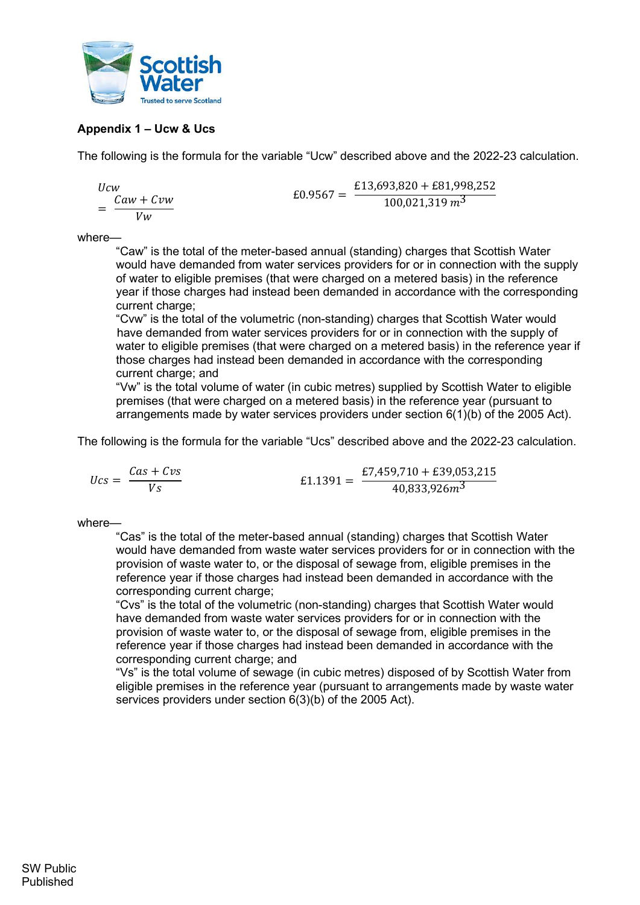### Appendix 1 – Ucw & Ucs

The following is the formula for the variable "Ucw" described above and the 2022-23 calculation.

$$Ucw = \frac{Caw + Cvw}{Vw} \qquad £0.9567 = \frac{£13{,}693{,}820 + £81{,}998{,}252}{100{,}021{,}319\ m^3}$$

where—

"Caw" is the total of the meter-based annual (standing) charges that Scottish Water would have demanded from water services providers for or in connection with the supply of water to eligible premises (that were charged on a metered basis) in the reference year if those charges had instead been demanded in accordance with the corresponding current charge;

"Cvw" is the total of the volumetric (non-standing) charges that Scottish Water would have demanded from water services providers for or in connection with the supply of water to eligible premises (that were charged on a metered basis) in the reference year if those charges had instead been demanded in accordance with the corresponding current charge; and

"Vw" is the total volume of water (in cubic metres) supplied by Scottish Water to eligible premises (that were charged on a metered basis) in the reference year (pursuant to arrangements made by water services providers under section 6(1)(b) of the 2005 Act).

The following is the formula for the variable "Ucs" described above and the 2022-23 calculation.

$$Ucs = \frac{Cas + Cvs}{Vs} \qquad £1.1391 = \frac{£7{,}459{,}710 + £39{,}053{,}215}{40{,}833{,}926m^3}$$

where—

"Cas" is the total of the meter-based annual (standing) charges that Scottish Water would have demanded from waste water services providers for or in connection with the provision of waste water to, or the disposal of sewage from, eligible premises in the reference year if those charges had instead been demanded in accordance with the corresponding current charge;

"Cvs" is the total of the volumetric (non-standing) charges that Scottish Water would have demanded from waste water services providers for or in connection with the provision of waste water to, or the disposal of sewage from, eligible premises in the reference year if those charges had instead been demanded in accordance with the corresponding current charge; and

"Vs" is the total volume of sewage (in cubic metres) disposed of by Scottish Water from eligible premises in the reference year (pursuant to arrangements made by waste water services providers under section 6(3)(b) of the 2005 Act).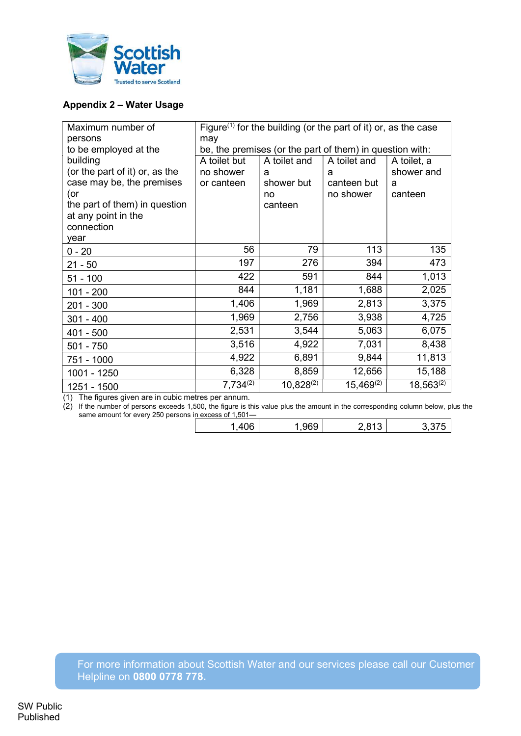## Appendix 2 – Water Usage

| Maximum number of persons to be employed at the building (or the part of it) or, as the case may be, the premises (or the part of them) in question at any point in the connection year | Figure[1] for the building (or the part of it) or, as the case may be, the premises (or the part of them) in question with: | | | |
|---|---|---|---|---|
| | A toilet but no shower or canteen | A toilet and a shower but no canteen | A toilet and a canteen but no shower | A toilet, a shower and a canteen |
| 0 - 20 | 56 | 79 | 113 | 135 |
| 21 - 50 | 197 | 276 | 394 | 473 |
| 51 - 100 | 422 | 591 | 844 | 1,013 |
| 101 - 200 | 844 | 1,181 | 1,688 | 2,025 |
| 201 - 300 | 1,406 | 1,969 | 2,813 | 3,375 |
| 301 - 400 | 1,969 | 2,756 | 3,938 | 4,725 |
| 401 - 500 | 2,531 | 3,544 | 5,063 | 6,075 |
| 501 - 750 | 3,516 | 4,922 | 7,031 | 8,438 |
| 751 - 1000 | 4,922 | 6,891 | 9,844 | 11,813 |
| 1001 - 1250 | 6,328 | 8,859 | 12,656 | 15,188 |
| 1251 - 1500 | 7,734[2] | 10,828[2] | 15,469[2] | 18,563[2] |

(1) The figures given are in cubic metres per annum.
(2) If the number of persons exceeds 1,500, the figure is this value plus the amount in the corresponding column below, plus the same amount for every 250 persons in excess of 1,501—

| | | | | |
|---|---|---|---|---|
| | 1,406 | 1,969 | 2,813 | 3,375 |

For more information about Scottish Water and our services please call our Customer Helpline on **0800 0778 778.**

SW Public
Published